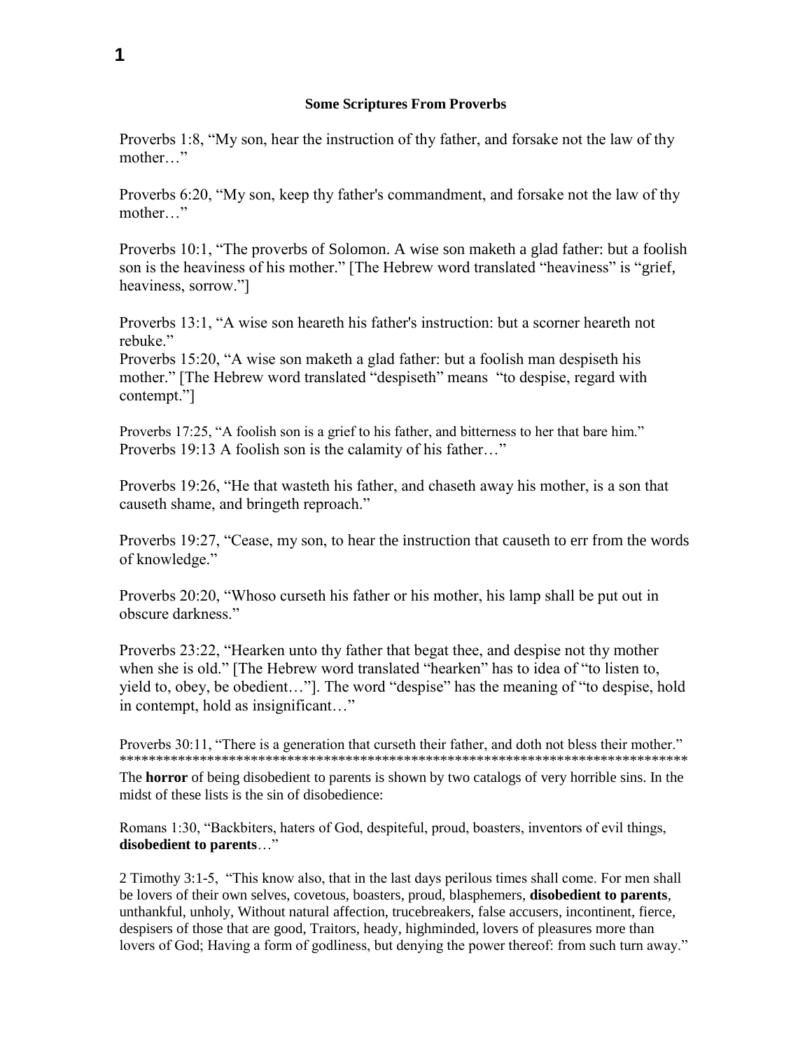**Some Scriptures From Proverbs**

Proverbs 1:8, "My son, hear the instruction of thy father, and forsake not the law of thy mother…"

Proverbs 6:20, "My son, keep thy father's commandment, and forsake not the law of thy mother…"

Proverbs 10:1, "The proverbs of Solomon. A wise son maketh a glad father: but a foolish son is the heaviness of his mother." [The Hebrew word translated "heaviness" is "grief, heaviness, sorrow."]

Proverbs 13:1, "A wise son heareth his father's instruction: but a scorner heareth not rebuke."
Proverbs 15:20, "A wise son maketh a glad father: but a foolish man despiseth his mother." [The Hebrew word translated "despiseth" means "to despise, regard with contempt."]

Proverbs 17:25, "A foolish son is a grief to his father, and bitterness to her that bare him."
Proverbs 19:13 A foolish son is the calamity of his father…"

Proverbs 19:26, "He that wasteth his father, and chaseth away his mother, is a son that causeth shame, and bringeth reproach."

Proverbs 19:27, "Cease, my son, to hear the instruction that causeth to err from the words of knowledge."

Proverbs 20:20, "Whoso curseth his father or his mother, his lamp shall be put out in obscure darkness."

Proverbs 23:22, "Hearken unto thy father that begat thee, and despise not thy mother when she is old." [The Hebrew word translated "hearken" has to idea of "to listen to, yield to, obey, be obedient…"]. The word "despise" has the meaning of "to despise, hold in contempt, hold as insignificant…"

Proverbs 30:11, "There is a generation that curseth their father, and doth not bless their mother."
********************************************************************************

The **horror** of being disobedient to parents is shown by two catalogs of very horrible sins. In the midst of these lists is the sin of disobedience:

Romans 1:30, "Backbiters, haters of God, despiteful, proud, boasters, inventors of evil things, **disobedient to parents**…"

2 Timothy 3:1-5, "This know also, that in the last days perilous times shall come. For men shall be lovers of their own selves, covetous, boasters, proud, blasphemers, **disobedient to parents**, unthankful, unholy, Without natural affection, trucebreakers, false accusers, incontinent, fierce, despisers of those that are good, Traitors, heady, highminded, lovers of pleasures more than lovers of God; Having a form of godliness, but denying the power thereof: from such turn away."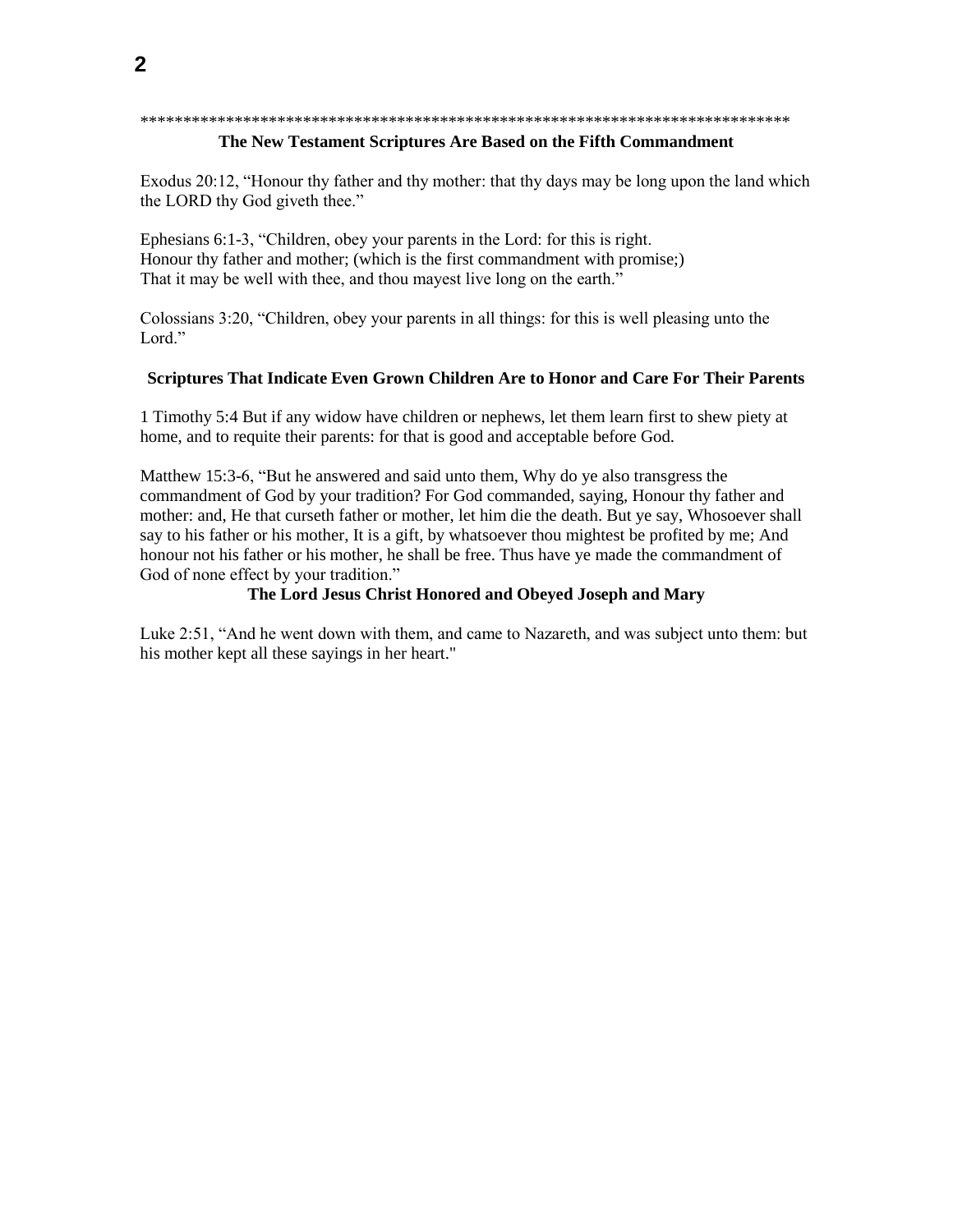****************************************************************************

### The New Testament Scriptures Are Based on the Fifth Commandment

Exodus 20:12, “Honour thy father and thy mother: that thy days may be long upon the land which the LORD thy God giveth thee.”

Ephesians 6:1-3, “Children, obey your parents in the Lord: for this is right.
Honour thy father and mother; (which is the first commandment with promise;)
That it may be well with thee, and thou mayest live long on the earth.”

Colossians 3:20, “Children, obey your parents in all things: for this is well pleasing unto the Lord.”

### Scriptures That Indicate Even Grown Children Are to Honor and Care For Their Parents

1 Timothy 5:4 But if any widow have children or nephews, let them learn first to shew piety at home, and to requite their parents: for that is good and acceptable before God.

Matthew 15:3-6, “But he answered and said unto them, Why do ye also transgress the commandment of God by your tradition? For God commanded, saying, Honour thy father and mother: and, He that curseth father or mother, let him die the death. But ye say, Whosoever shall say to his father or his mother, It is a gift, by whatsoever thou mightest be profited by me; And honour not his father or his mother, he shall be free. Thus have ye made the commandment of God of none effect by your tradition.”

### The Lord Jesus Christ Honored and Obeyed Joseph and Mary

Luke 2:51, “And he went down with them, and came to Nazareth, and was subject unto them: but his mother kept all these sayings in her heart."